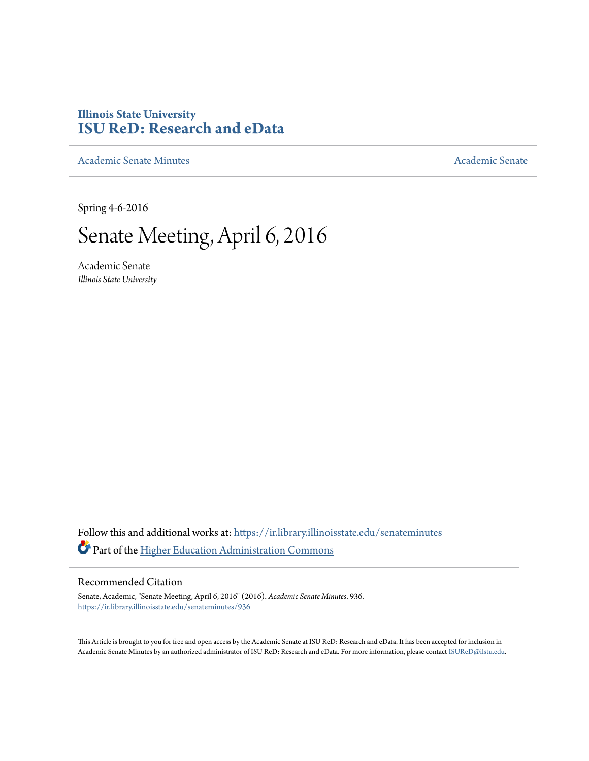Illinois State University

# ISU ReD: Research and eData

Academic Senate Minutes — Academic Senate

Spring 4-6-2016

# Senate Meeting, April 6, 2016

Academic Senate
*Illinois State University*

Follow this and additional works at: https://ir.library.illinoisstate.edu/senateminutes

Part of the Higher Education Administration Commons

## Recommended Citation

Senate, Academic, "Senate Meeting, April 6, 2016" (2016). *Academic Senate Minutes*. 936.
https://ir.library.illinoisstate.edu/senateminutes/936

This Article is brought to you for free and open access by the Academic Senate at ISU ReD: Research and eData. It has been accepted for inclusion in Academic Senate Minutes by an authorized administrator of ISU ReD: Research and eData. For more information, please contact ISUReD@ilstu.edu.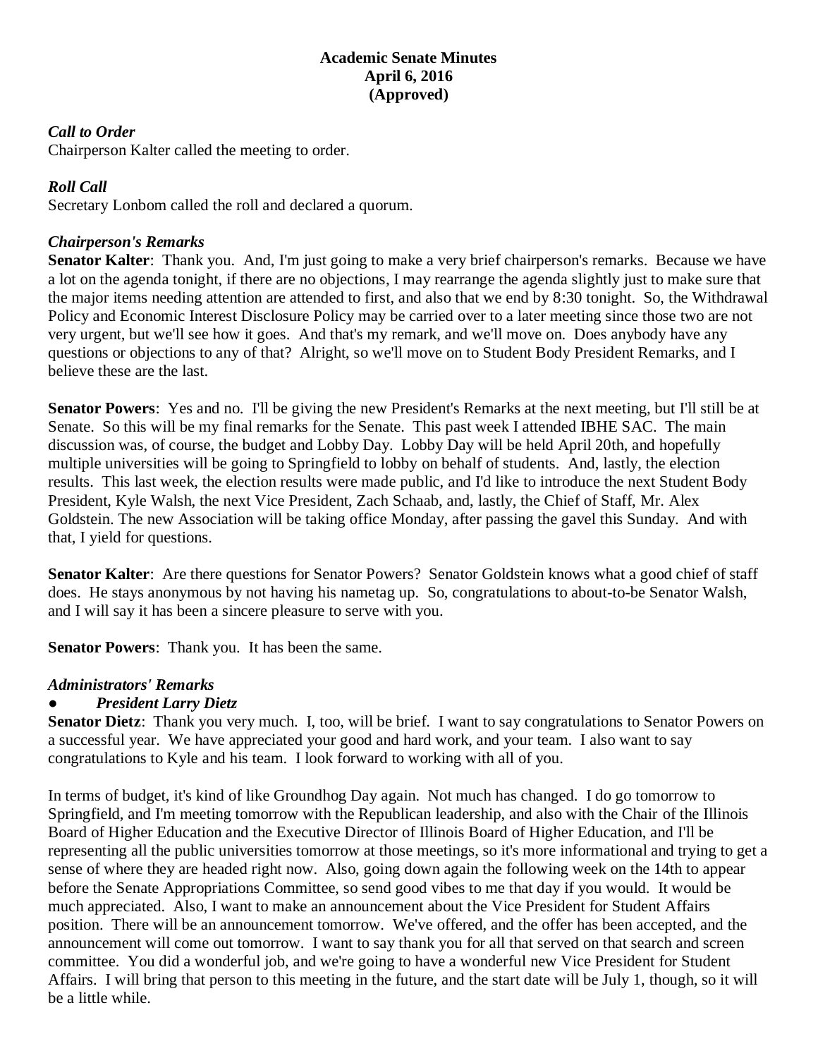**Academic Senate Minutes**
**April 6, 2016**
**(Approved)**

***Call to Order***
Chairperson Kalter called the meeting to order.

***Roll Call***
Secretary Lonbom called the roll and declared a quorum.

***Chairperson's Remarks***
**Senator Kalter**: Thank you. And, I'm just going to make a very brief chairperson's remarks. Because we have a lot on the agenda tonight, if there are no objections, I may rearrange the agenda slightly just to make sure that the major items needing attention are attended to first, and also that we end by 8:30 tonight. So, the Withdrawal Policy and Economic Interest Disclosure Policy may be carried over to a later meeting since those two are not very urgent, but we'll see how it goes. And that's my remark, and we'll move on. Does anybody have any questions or objections to any of that? Alright, so we'll move on to Student Body President Remarks, and I believe these are the last.

**Senator Powers**: Yes and no. I'll be giving the new President's Remarks at the next meeting, but I'll still be at Senate. So this will be my final remarks for the Senate. This past week I attended IBHE SAC. The main discussion was, of course, the budget and Lobby Day. Lobby Day will be held April 20th, and hopefully multiple universities will be going to Springfield to lobby on behalf of students. And, lastly, the election results. This last week, the election results were made public, and I'd like to introduce the next Student Body President, Kyle Walsh, the next Vice President, Zach Schaab, and, lastly, the Chief of Staff, Mr. Alex Goldstein. The new Association will be taking office Monday, after passing the gavel this Sunday. And with that, I yield for questions.

**Senator Kalter**: Are there questions for Senator Powers? Senator Goldstein knows what a good chief of staff does. He stays anonymous by not having his nametag up. So, congratulations to about-to-be Senator Walsh, and I will say it has been a sincere pleasure to serve with you.

**Senator Powers**: Thank you. It has been the same.

***Administrators' Remarks***

- ***President Larry Dietz***

**Senator Dietz**: Thank you very much. I, too, will be brief. I want to say congratulations to Senator Powers on a successful year. We have appreciated your good and hard work, and your team. I also want to say congratulations to Kyle and his team. I look forward to working with all of you.

In terms of budget, it's kind of like Groundhog Day again. Not much has changed. I do go tomorrow to Springfield, and I'm meeting tomorrow with the Republican leadership, and also with the Chair of the Illinois Board of Higher Education and the Executive Director of Illinois Board of Higher Education, and I'll be representing all the public universities tomorrow at those meetings, so it's more informational and trying to get a sense of where they are headed right now. Also, going down again the following week on the 14th to appear before the Senate Appropriations Committee, so send good vibes to me that day if you would. It would be much appreciated. Also, I want to make an announcement about the Vice President for Student Affairs position. There will be an announcement tomorrow. We've offered, and the offer has been accepted, and the announcement will come out tomorrow. I want to say thank you for all that served on that search and screen committee. You did a wonderful job, and we're going to have a wonderful new Vice President for Student Affairs. I will bring that person to this meeting in the future, and the start date will be July 1, though, so it will be a little while.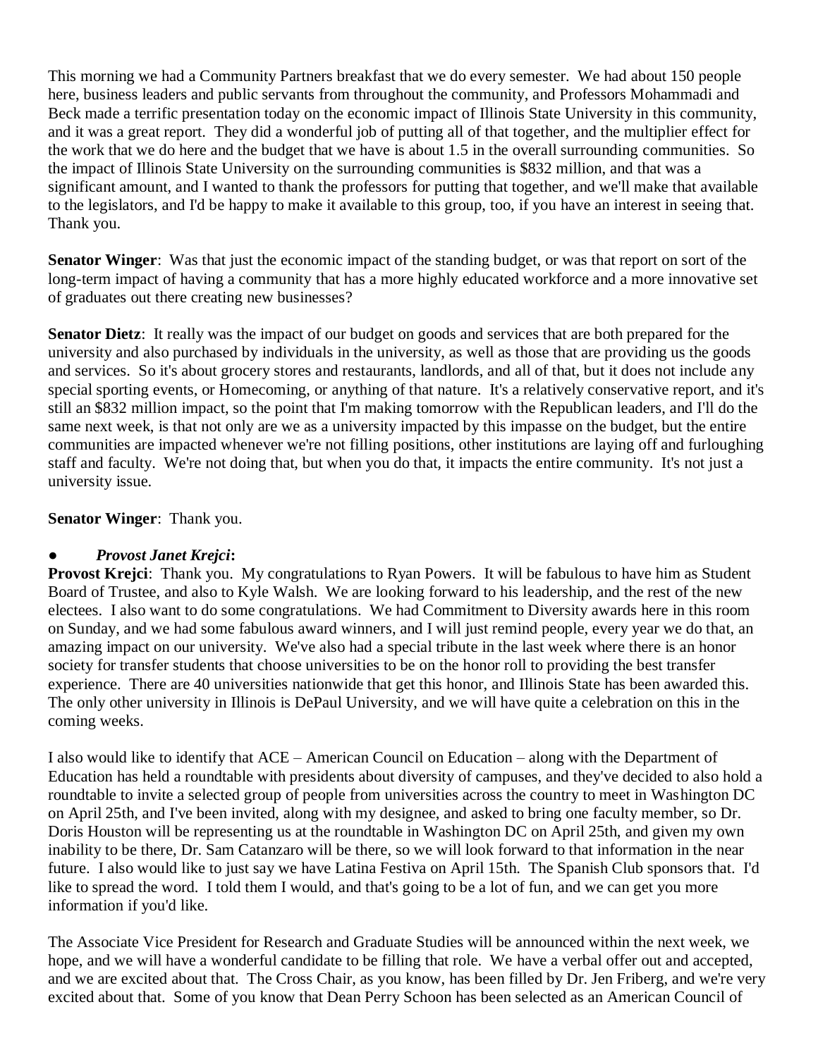This morning we had a Community Partners breakfast that we do every semester. We had about 150 people here, business leaders and public servants from throughout the community, and Professors Mohammadi and Beck made a terrific presentation today on the economic impact of Illinois State University in this community, and it was a great report. They did a wonderful job of putting all of that together, and the multiplier effect for the work that we do here and the budget that we have is about 1.5 in the overall surrounding communities. So the impact of Illinois State University on the surrounding communities is $832 million, and that was a significant amount, and I wanted to thank the professors for putting that together, and we'll make that available to the legislators, and I'd be happy to make it available to this group, too, if you have an interest in seeing that. Thank you.

**Senator Winger**: Was that just the economic impact of the standing budget, or was that report on sort of the long-term impact of having a community that has a more highly educated workforce and a more innovative set of graduates out there creating new businesses?

**Senator Dietz**: It really was the impact of our budget on goods and services that are both prepared for the university and also purchased by individuals in the university, as well as those that are providing us the goods and services. So it's about grocery stores and restaurants, landlords, and all of that, but it does not include any special sporting events, or Homecoming, or anything of that nature. It's a relatively conservative report, and it's still an $832 million impact, so the point that I'm making tomorrow with the Republican leaders, and I'll do the same next week, is that not only are we as a university impacted by this impasse on the budget, but the entire communities are impacted whenever we're not filling positions, other institutions are laying off and furloughing staff and faculty. We're not doing that, but when you do that, it impacts the entire community. It's not just a university issue.

**Senator Winger**: Thank you.

- ***Provost Janet Krejci*:**

**Provost Krejci**: Thank you. My congratulations to Ryan Powers. It will be fabulous to have him as Student Board of Trustee, and also to Kyle Walsh. We are looking forward to his leadership, and the rest of the new electees. I also want to do some congratulations. We had Commitment to Diversity awards here in this room on Sunday, and we had some fabulous award winners, and I will just remind people, every year we do that, an amazing impact on our university. We've also had a special tribute in the last week where there is an honor society for transfer students that choose universities to be on the honor roll to providing the best transfer experience. There are 40 universities nationwide that get this honor, and Illinois State has been awarded this. The only other university in Illinois is DePaul University, and we will have quite a celebration on this in the coming weeks.

I also would like to identify that ACE – American Council on Education – along with the Department of Education has held a roundtable with presidents about diversity of campuses, and they've decided to also hold a roundtable to invite a selected group of people from universities across the country to meet in Washington DC on April 25th, and I've been invited, along with my designee, and asked to bring one faculty member, so Dr. Doris Houston will be representing us at the roundtable in Washington DC on April 25th, and given my own inability to be there, Dr. Sam Catanzaro will be there, so we will look forward to that information in the near future. I also would like to just say we have Latina Festiva on April 15th. The Spanish Club sponsors that. I'd like to spread the word. I told them I would, and that's going to be a lot of fun, and we can get you more information if you'd like.

The Associate Vice President for Research and Graduate Studies will be announced within the next week, we hope, and we will have a wonderful candidate to be filling that role. We have a verbal offer out and accepted, and we are excited about that. The Cross Chair, as you know, has been filled by Dr. Jen Friberg, and we're very excited about that. Some of you know that Dean Perry Schoon has been selected as an American Council of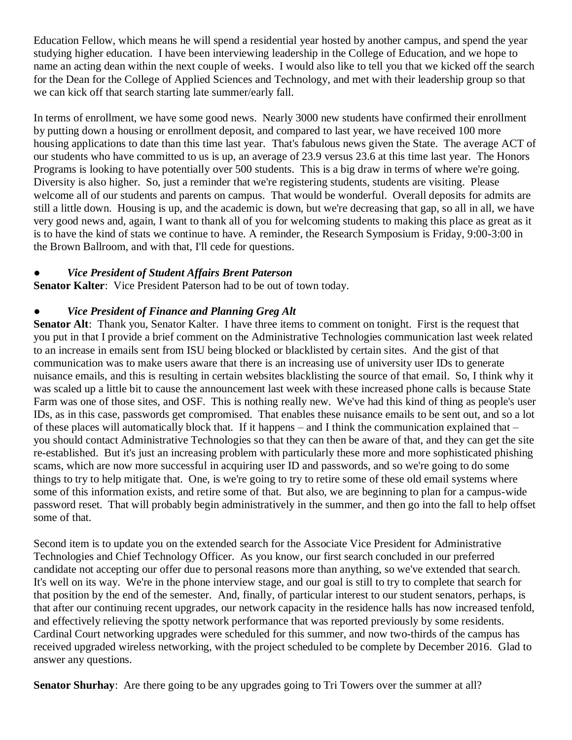Education Fellow, which means he will spend a residential year hosted by another campus, and spend the year studying higher education. I have been interviewing leadership in the College of Education, and we hope to name an acting dean within the next couple of weeks. I would also like to tell you that we kicked off the search for the Dean for the College of Applied Sciences and Technology, and met with their leadership group so that we can kick off that search starting late summer/early fall.

In terms of enrollment, we have some good news. Nearly 3000 new students have confirmed their enrollment by putting down a housing or enrollment deposit, and compared to last year, we have received 100 more housing applications to date than this time last year. That's fabulous news given the State. The average ACT of our students who have committed to us is up, an average of 23.9 versus 23.6 at this time last year. The Honors Programs is looking to have potentially over 500 students. This is a big draw in terms of where we're going. Diversity is also higher. So, just a reminder that we're registering students, students are visiting. Please welcome all of our students and parents on campus. That would be wonderful. Overall deposits for admits are still a little down. Housing is up, and the academic is down, but we're decreasing that gap, so all in all, we have very good news and, again, I want to thank all of you for welcoming students to making this place as great as it is to have the kind of stats we continue to have. A reminder, the Research Symposium is Friday, 9:00-3:00 in the Brown Ballroom, and with that, I'll cede for questions.

- ***Vice President of Student Affairs Brent Paterson***

**Senator Kalter**: Vice President Paterson had to be out of town today.

- ***Vice President of Finance and Planning Greg Alt***

**Senator Alt**: Thank you, Senator Kalter. I have three items to comment on tonight. First is the request that you put in that I provide a brief comment on the Administrative Technologies communication last week related to an increase in emails sent from ISU being blocked or blacklisted by certain sites. And the gist of that communication was to make users aware that there is an increasing use of university user IDs to generate nuisance emails, and this is resulting in certain websites blacklisting the source of that email. So, I think why it was scaled up a little bit to cause the announcement last week with these increased phone calls is because State Farm was one of those sites, and OSF. This is nothing really new. We've had this kind of thing as people's user IDs, as in this case, passwords get compromised. That enables these nuisance emails to be sent out, and so a lot of these places will automatically block that. If it happens – and I think the communication explained that – you should contact Administrative Technologies so that they can then be aware of that, and they can get the site re-established. But it's just an increasing problem with particularly these more and more sophisticated phishing scams, which are now more successful in acquiring user ID and passwords, and so we're going to do some things to try to help mitigate that. One, is we're going to try to retire some of these old email systems where some of this information exists, and retire some of that. But also, we are beginning to plan for a campus-wide password reset. That will probably begin administratively in the summer, and then go into the fall to help offset some of that.

Second item is to update you on the extended search for the Associate Vice President for Administrative Technologies and Chief Technology Officer. As you know, our first search concluded in our preferred candidate not accepting our offer due to personal reasons more than anything, so we've extended that search. It's well on its way. We're in the phone interview stage, and our goal is still to try to complete that search for that position by the end of the semester. And, finally, of particular interest to our student senators, perhaps, is that after our continuing recent upgrades, our network capacity in the residence halls has now increased tenfold, and effectively relieving the spotty network performance that was reported previously by some residents. Cardinal Court networking upgrades were scheduled for this summer, and now two-thirds of the campus has received upgraded wireless networking, with the project scheduled to be complete by December 2016. Glad to answer any questions.

**Senator Shurhay**: Are there going to be any upgrades going to Tri Towers over the summer at all?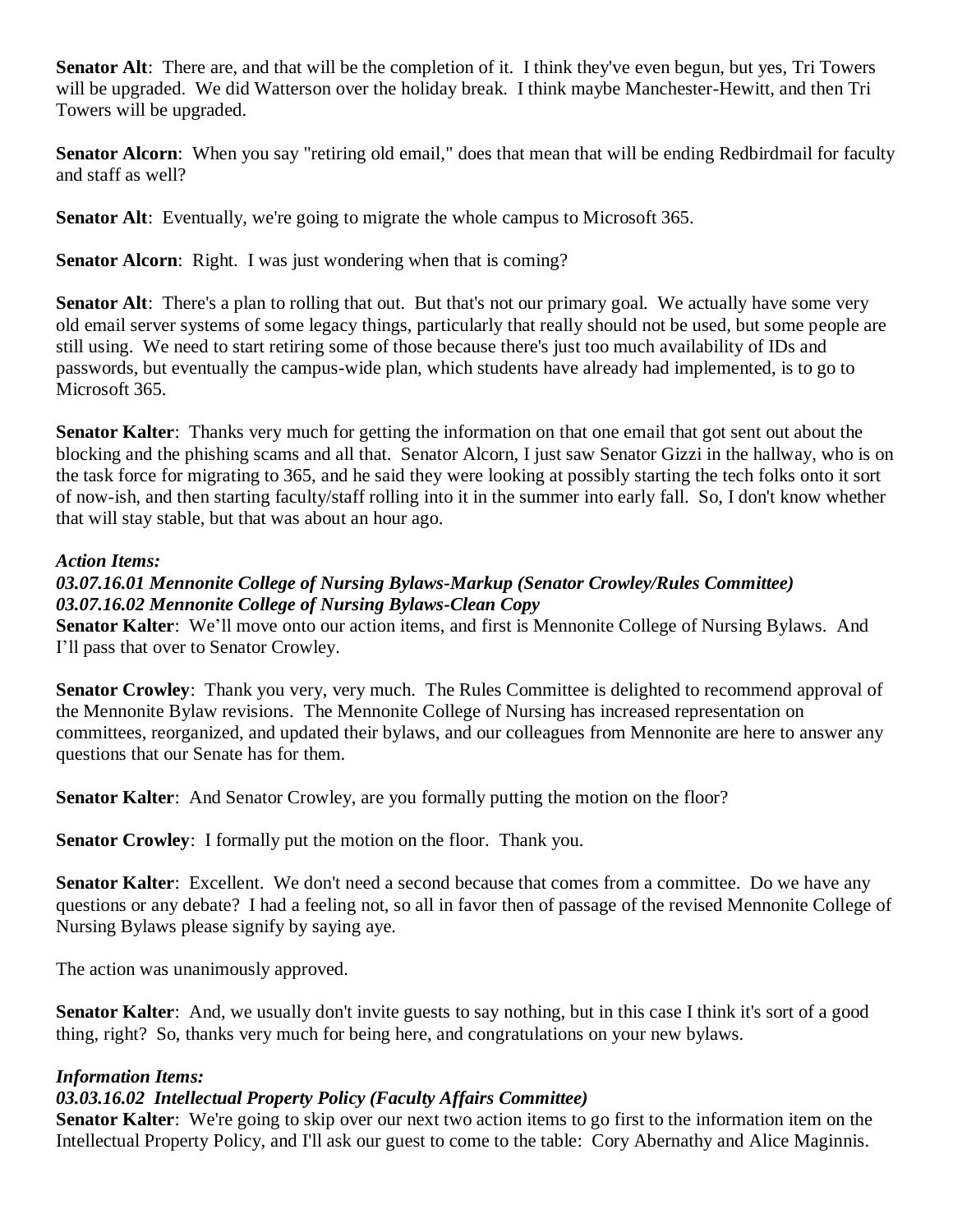**Senator Alt**: There are, and that will be the completion of it. I think they've even begun, but yes, Tri Towers will be upgraded. We did Watterson over the holiday break. I think maybe Manchester-Hewitt, and then Tri Towers will be upgraded.

**Senator Alcorn**: When you say "retiring old email," does that mean that will be ending Redbirdmail for faculty and staff as well?

**Senator Alt**: Eventually, we're going to migrate the whole campus to Microsoft 365.

**Senator Alcorn**: Right. I was just wondering when that is coming?

**Senator Alt**: There's a plan to rolling that out. But that's not our primary goal. We actually have some very old email server systems of some legacy things, particularly that really should not be used, but some people are still using. We need to start retiring some of those because there's just too much availability of IDs and passwords, but eventually the campus-wide plan, which students have already had implemented, is to go to Microsoft 365.

**Senator Kalter**: Thanks very much for getting the information on that one email that got sent out about the blocking and the phishing scams and all that. Senator Alcorn, I just saw Senator Gizzi in the hallway, who is on the task force for migrating to 365, and he said they were looking at possibly starting the tech folks onto it sort of now-ish, and then starting faculty/staff rolling into it in the summer into early fall. So, I don't know whether that will stay stable, but that was about an hour ago.

***Action Items:***

***03.07.16.01 Mennonite College of Nursing Bylaws-Markup (Senator Crowley/Rules Committee)***
***03.07.16.02 Mennonite College of Nursing Bylaws-Clean Copy***

**Senator Kalter**: We'll move onto our action items, and first is Mennonite College of Nursing Bylaws. And I'll pass that over to Senator Crowley.

**Senator Crowley**: Thank you very, very much. The Rules Committee is delighted to recommend approval of the Mennonite Bylaw revisions. The Mennonite College of Nursing has increased representation on committees, reorganized, and updated their bylaws, and our colleagues from Mennonite are here to answer any questions that our Senate has for them.

**Senator Kalter**: And Senator Crowley, are you formally putting the motion on the floor?

**Senator Crowley**: I formally put the motion on the floor. Thank you.

**Senator Kalter**: Excellent. We don't need a second because that comes from a committee. Do we have any questions or any debate? I had a feeling not, so all in favor then of passage of the revised Mennonite College of Nursing Bylaws please signify by saying aye.

The action was unanimously approved.

**Senator Kalter**: And, we usually don't invite guests to say nothing, but in this case I think it's sort of a good thing, right? So, thanks very much for being here, and congratulations on your new bylaws.

***Information Items:***

***03.03.16.02 Intellectual Property Policy (Faculty Affairs Committee)***

**Senator Kalter**: We're going to skip over our next two action items to go first to the information item on the Intellectual Property Policy, and I'll ask our guest to come to the table: Cory Abernathy and Alice Maginnis.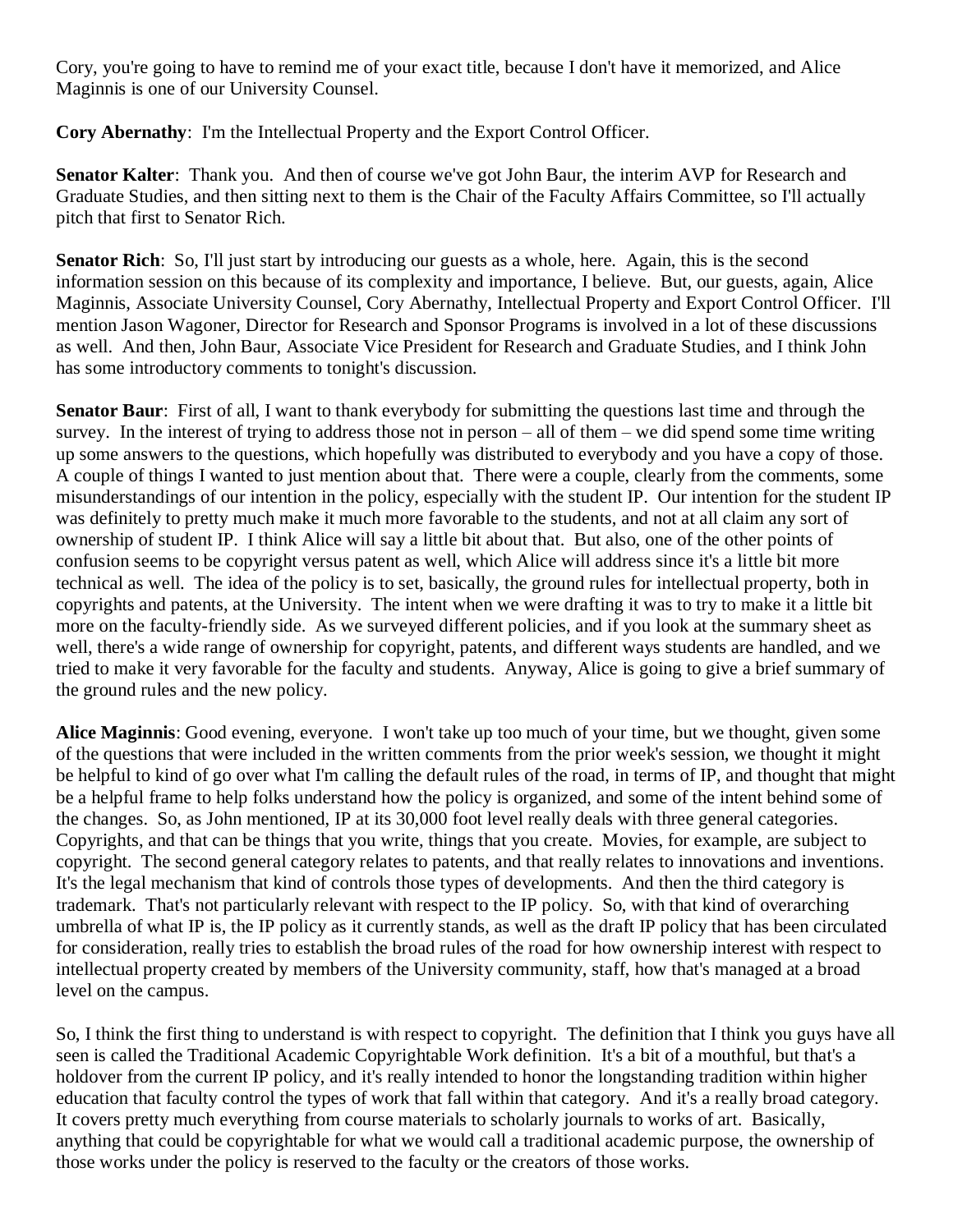Cory, you're going to have to remind me of your exact title, because I don't have it memorized, and Alice Maginnis is one of our University Counsel.

**Cory Abernathy**: I'm the Intellectual Property and the Export Control Officer.

**Senator Kalter**: Thank you. And then of course we've got John Baur, the interim AVP for Research and Graduate Studies, and then sitting next to them is the Chair of the Faculty Affairs Committee, so I'll actually pitch that first to Senator Rich.

**Senator Rich**: So, I'll just start by introducing our guests as a whole, here. Again, this is the second information session on this because of its complexity and importance, I believe. But, our guests, again, Alice Maginnis, Associate University Counsel, Cory Abernathy, Intellectual Property and Export Control Officer. I'll mention Jason Wagoner, Director for Research and Sponsor Programs is involved in a lot of these discussions as well. And then, John Baur, Associate Vice President for Research and Graduate Studies, and I think John has some introductory comments to tonight's discussion.

**Senator Baur**: First of all, I want to thank everybody for submitting the questions last time and through the survey. In the interest of trying to address those not in person – all of them – we did spend some time writing up some answers to the questions, which hopefully was distributed to everybody and you have a copy of those. A couple of things I wanted to just mention about that. There were a couple, clearly from the comments, some misunderstandings of our intention in the policy, especially with the student IP. Our intention for the student IP was definitely to pretty much make it much more favorable to the students, and not at all claim any sort of ownership of student IP. I think Alice will say a little bit about that. But also, one of the other points of confusion seems to be copyright versus patent as well, which Alice will address since it's a little bit more technical as well. The idea of the policy is to set, basically, the ground rules for intellectual property, both in copyrights and patents, at the University. The intent when we were drafting it was to try to make it a little bit more on the faculty-friendly side. As we surveyed different policies, and if you look at the summary sheet as well, there's a wide range of ownership for copyright, patents, and different ways students are handled, and we tried to make it very favorable for the faculty and students. Anyway, Alice is going to give a brief summary of the ground rules and the new policy.

**Alice Maginnis**: Good evening, everyone. I won't take up too much of your time, but we thought, given some of the questions that were included in the written comments from the prior week's session, we thought it might be helpful to kind of go over what I'm calling the default rules of the road, in terms of IP, and thought that might be a helpful frame to help folks understand how the policy is organized, and some of the intent behind some of the changes. So, as John mentioned, IP at its 30,000 foot level really deals with three general categories. Copyrights, and that can be things that you write, things that you create. Movies, for example, are subject to copyright. The second general category relates to patents, and that really relates to innovations and inventions. It's the legal mechanism that kind of controls those types of developments. And then the third category is trademark. That's not particularly relevant with respect to the IP policy. So, with that kind of overarching umbrella of what IP is, the IP policy as it currently stands, as well as the draft IP policy that has been circulated for consideration, really tries to establish the broad rules of the road for how ownership interest with respect to intellectual property created by members of the University community, staff, how that's managed at a broad level on the campus.

So, I think the first thing to understand is with respect to copyright. The definition that I think you guys have all seen is called the Traditional Academic Copyrightable Work definition. It's a bit of a mouthful, but that's a holdover from the current IP policy, and it's really intended to honor the longstanding tradition within higher education that faculty control the types of work that fall within that category. And it's a really broad category. It covers pretty much everything from course materials to scholarly journals to works of art. Basically, anything that could be copyrightable for what we would call a traditional academic purpose, the ownership of those works under the policy is reserved to the faculty or the creators of those works.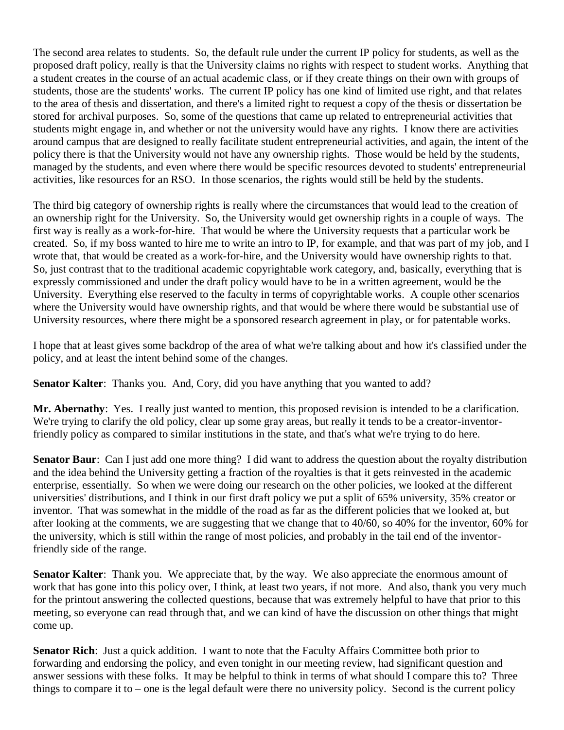The second area relates to students. So, the default rule under the current IP policy for students, as well as the proposed draft policy, really is that the University claims no rights with respect to student works. Anything that a student creates in the course of an actual academic class, or if they create things on their own with groups of students, those are the students' works. The current IP policy has one kind of limited use right, and that relates to the area of thesis and dissertation, and there's a limited right to request a copy of the thesis or dissertation be stored for archival purposes. So, some of the questions that came up related to entrepreneurial activities that students might engage in, and whether or not the university would have any rights. I know there are activities around campus that are designed to really facilitate student entrepreneurial activities, and again, the intent of the policy there is that the University would not have any ownership rights. Those would be held by the students, managed by the students, and even where there would be specific resources devoted to students' entrepreneurial activities, like resources for an RSO. In those scenarios, the rights would still be held by the students.

The third big category of ownership rights is really where the circumstances that would lead to the creation of an ownership right for the University. So, the University would get ownership rights in a couple of ways. The first way is really as a work-for-hire. That would be where the University requests that a particular work be created. So, if my boss wanted to hire me to write an intro to IP, for example, and that was part of my job, and I wrote that, that would be created as a work-for-hire, and the University would have ownership rights to that. So, just contrast that to the traditional academic copyrightable work category, and, basically, everything that is expressly commissioned and under the draft policy would have to be in a written agreement, would be the University. Everything else reserved to the faculty in terms of copyrightable works. A couple other scenarios where the University would have ownership rights, and that would be where there would be substantial use of University resources, where there might be a sponsored research agreement in play, or for patentable works.

I hope that at least gives some backdrop of the area of what we're talking about and how it's classified under the policy, and at least the intent behind some of the changes.

**Senator Kalter**: Thanks you. And, Cory, did you have anything that you wanted to add?

**Mr. Abernathy**: Yes. I really just wanted to mention, this proposed revision is intended to be a clarification. We're trying to clarify the old policy, clear up some gray areas, but really it tends to be a creator-inventor-friendly policy as compared to similar institutions in the state, and that's what we're trying to do here.

**Senator Baur**: Can I just add one more thing? I did want to address the question about the royalty distribution and the idea behind the University getting a fraction of the royalties is that it gets reinvested in the academic enterprise, essentially. So when we were doing our research on the other policies, we looked at the different universities' distributions, and I think in our first draft policy we put a split of 65% university, 35% creator or inventor. That was somewhat in the middle of the road as far as the different policies that we looked at, but after looking at the comments, we are suggesting that we change that to 40/60, so 40% for the inventor, 60% for the university, which is still within the range of most policies, and probably in the tail end of the inventor-friendly side of the range.

**Senator Kalter**: Thank you. We appreciate that, by the way. We also appreciate the enormous amount of work that has gone into this policy over, I think, at least two years, if not more. And also, thank you very much for the printout answering the collected questions, because that was extremely helpful to have that prior to this meeting, so everyone can read through that, and we can kind of have the discussion on other things that might come up.

**Senator Rich**: Just a quick addition. I want to note that the Faculty Affairs Committee both prior to forwarding and endorsing the policy, and even tonight in our meeting review, had significant question and answer sessions with these folks. It may be helpful to think in terms of what should I compare this to? Three things to compare it to – one is the legal default were there no university policy. Second is the current policy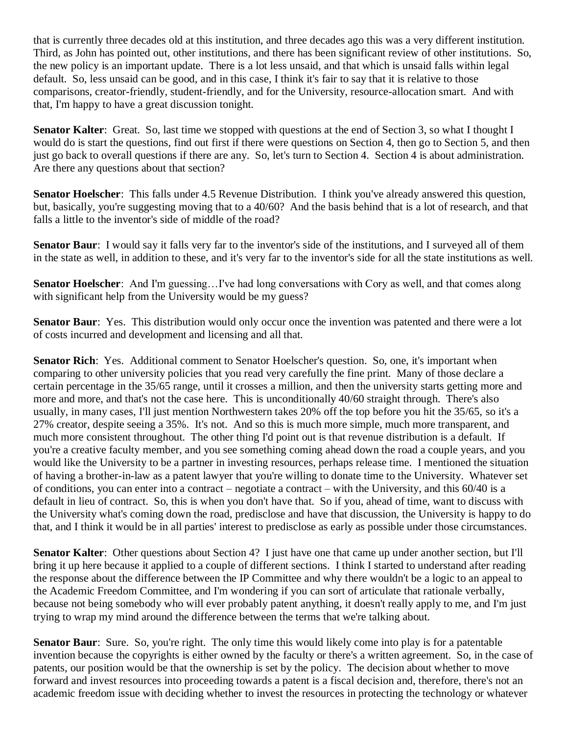that is currently three decades old at this institution, and three decades ago this was a very different institution. Third, as John has pointed out, other institutions, and there has been significant review of other institutions. So, the new policy is an important update. There is a lot less unsaid, and that which is unsaid falls within legal default. So, less unsaid can be good, and in this case, I think it's fair to say that it is relative to those comparisons, creator-friendly, student-friendly, and for the University, resource-allocation smart. And with that, I'm happy to have a great discussion tonight.

**Senator Kalter**: Great. So, last time we stopped with questions at the end of Section 3, so what I thought I would do is start the questions, find out first if there were questions on Section 4, then go to Section 5, and then just go back to overall questions if there are any. So, let's turn to Section 4. Section 4 is about administration. Are there any questions about that section?

**Senator Hoelscher**: This falls under 4.5 Revenue Distribution. I think you've already answered this question, but, basically, you're suggesting moving that to a 40/60? And the basis behind that is a lot of research, and that falls a little to the inventor's side of middle of the road?

**Senator Baur**: I would say it falls very far to the inventor's side of the institutions, and I surveyed all of them in the state as well, in addition to these, and it's very far to the inventor's side for all the state institutions as well.

**Senator Hoelscher**: And I'm guessing…I've had long conversations with Cory as well, and that comes along with significant help from the University would be my guess?

**Senator Baur**: Yes. This distribution would only occur once the invention was patented and there were a lot of costs incurred and development and licensing and all that.

**Senator Rich**: Yes. Additional comment to Senator Hoelscher's question. So, one, it's important when comparing to other university policies that you read very carefully the fine print. Many of those declare a certain percentage in the 35/65 range, until it crosses a million, and then the university starts getting more and more and more, and that's not the case here. This is unconditionally 40/60 straight through. There's also usually, in many cases, I'll just mention Northwestern takes 20% off the top before you hit the 35/65, so it's a 27% creator, despite seeing a 35%. It's not. And so this is much more simple, much more transparent, and much more consistent throughout. The other thing I'd point out is that revenue distribution is a default. If you're a creative faculty member, and you see something coming ahead down the road a couple years, and you would like the University to be a partner in investing resources, perhaps release time. I mentioned the situation of having a brother-in-law as a patent lawyer that you're willing to donate time to the University. Whatever set of conditions, you can enter into a contract – negotiate a contract – with the University, and this 60/40 is a default in lieu of contract. So, this is when you don't have that. So if you, ahead of time, want to discuss with the University what's coming down the road, predisclose and have that discussion, the University is happy to do that, and I think it would be in all parties' interest to predisclose as early as possible under those circumstances.

**Senator Kalter**: Other questions about Section 4? I just have one that came up under another section, but I'll bring it up here because it applied to a couple of different sections. I think I started to understand after reading the response about the difference between the IP Committee and why there wouldn't be a logic to an appeal to the Academic Freedom Committee, and I'm wondering if you can sort of articulate that rationale verbally, because not being somebody who will ever probably patent anything, it doesn't really apply to me, and I'm just trying to wrap my mind around the difference between the terms that we're talking about.

**Senator Baur**: Sure. So, you're right. The only time this would likely come into play is for a patentable invention because the copyrights is either owned by the faculty or there's a written agreement. So, in the case of patents, our position would be that the ownership is set by the policy. The decision about whether to move forward and invest resources into proceeding towards a patent is a fiscal decision and, therefore, there's not an academic freedom issue with deciding whether to invest the resources in protecting the technology or whatever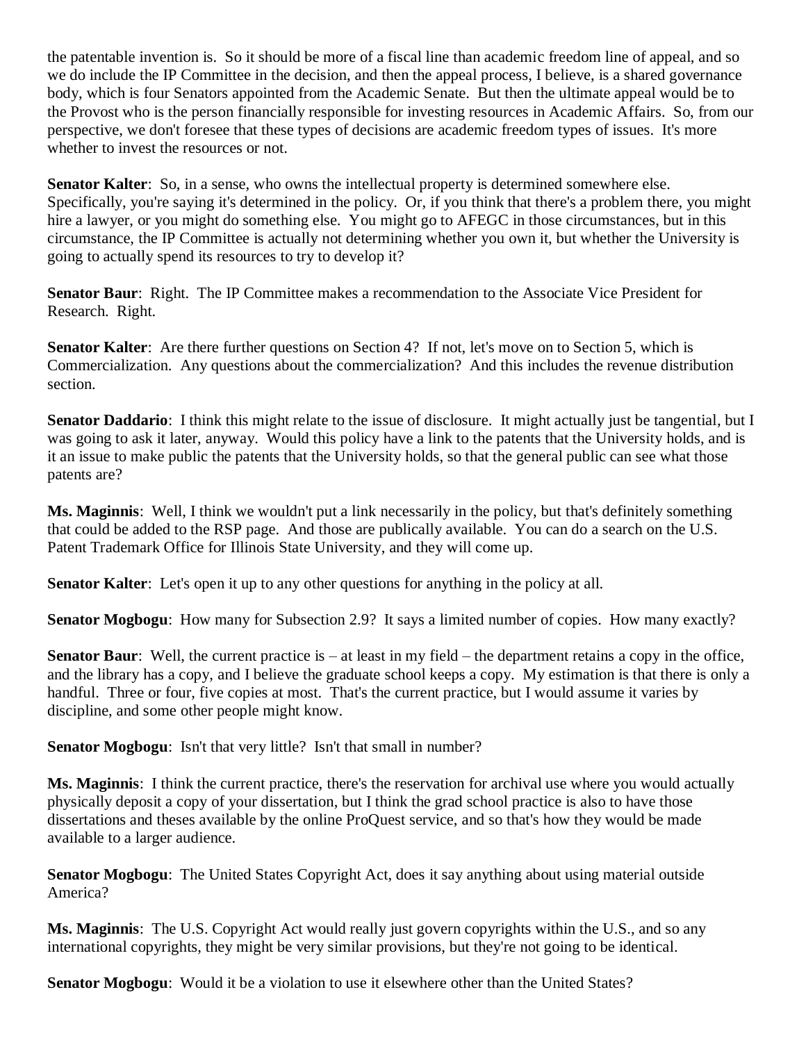the patentable invention is. So it should be more of a fiscal line than academic freedom line of appeal, and so we do include the IP Committee in the decision, and then the appeal process, I believe, is a shared governance body, which is four Senators appointed from the Academic Senate. But then the ultimate appeal would be to the Provost who is the person financially responsible for investing resources in Academic Affairs. So, from our perspective, we don't foresee that these types of decisions are academic freedom types of issues. It's more whether to invest the resources or not.

**Senator Kalter**: So, in a sense, who owns the intellectual property is determined somewhere else. Specifically, you're saying it's determined in the policy. Or, if you think that there's a problem there, you might hire a lawyer, or you might do something else. You might go to AFEGC in those circumstances, but in this circumstance, the IP Committee is actually not determining whether you own it, but whether the University is going to actually spend its resources to try to develop it?

**Senator Baur**: Right. The IP Committee makes a recommendation to the Associate Vice President for Research. Right.

**Senator Kalter**: Are there further questions on Section 4? If not, let's move on to Section 5, which is Commercialization. Any questions about the commercialization? And this includes the revenue distribution section.

**Senator Daddario**: I think this might relate to the issue of disclosure. It might actually just be tangential, but I was going to ask it later, anyway. Would this policy have a link to the patents that the University holds, and is it an issue to make public the patents that the University holds, so that the general public can see what those patents are?

**Ms. Maginnis**: Well, I think we wouldn't put a link necessarily in the policy, but that's definitely something that could be added to the RSP page. And those are publically available. You can do a search on the U.S. Patent Trademark Office for Illinois State University, and they will come up.

**Senator Kalter**: Let's open it up to any other questions for anything in the policy at all.

**Senator Mogbogu**: How many for Subsection 2.9? It says a limited number of copies. How many exactly?

**Senator Baur**: Well, the current practice is – at least in my field – the department retains a copy in the office, and the library has a copy, and I believe the graduate school keeps a copy. My estimation is that there is only a handful. Three or four, five copies at most. That's the current practice, but I would assume it varies by discipline, and some other people might know.

**Senator Mogbogu**: Isn't that very little? Isn't that small in number?

**Ms. Maginnis**: I think the current practice, there's the reservation for archival use where you would actually physically deposit a copy of your dissertation, but I think the grad school practice is also to have those dissertations and theses available by the online ProQuest service, and so that's how they would be made available to a larger audience.

**Senator Mogbogu**: The United States Copyright Act, does it say anything about using material outside America?

**Ms. Maginnis**: The U.S. Copyright Act would really just govern copyrights within the U.S., and so any international copyrights, they might be very similar provisions, but they're not going to be identical.

**Senator Mogbogu**: Would it be a violation to use it elsewhere other than the United States?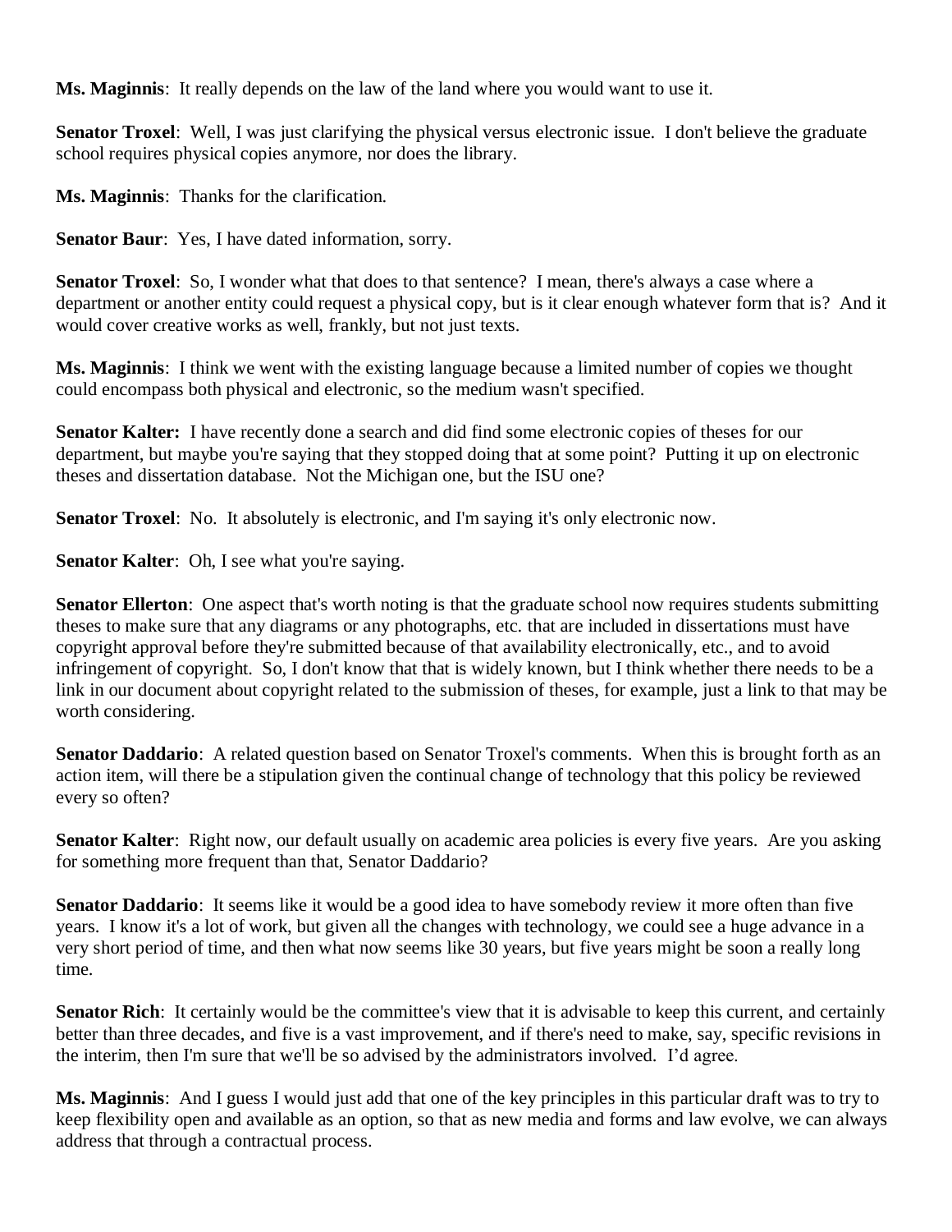**Ms. Maginnis**: It really depends on the law of the land where you would want to use it.

**Senator Troxel**: Well, I was just clarifying the physical versus electronic issue. I don't believe the graduate school requires physical copies anymore, nor does the library.

**Ms. Maginnis**: Thanks for the clarification.

**Senator Baur**: Yes, I have dated information, sorry.

**Senator Troxel**: So, I wonder what that does to that sentence? I mean, there's always a case where a department or another entity could request a physical copy, but is it clear enough whatever form that is? And it would cover creative works as well, frankly, but not just texts.

**Ms. Maginnis**: I think we went with the existing language because a limited number of copies we thought could encompass both physical and electronic, so the medium wasn't specified.

**Senator Kalter:** I have recently done a search and did find some electronic copies of theses for our department, but maybe you're saying that they stopped doing that at some point? Putting it up on electronic theses and dissertation database. Not the Michigan one, but the ISU one?

**Senator Troxel**: No. It absolutely is electronic, and I'm saying it's only electronic now.

**Senator Kalter**: Oh, I see what you're saying.

**Senator Ellerton**: One aspect that's worth noting is that the graduate school now requires students submitting theses to make sure that any diagrams or any photographs, etc. that are included in dissertations must have copyright approval before they're submitted because of that availability electronically, etc., and to avoid infringement of copyright. So, I don't know that that is widely known, but I think whether there needs to be a link in our document about copyright related to the submission of theses, for example, just a link to that may be worth considering.

**Senator Daddario**: A related question based on Senator Troxel's comments. When this is brought forth as an action item, will there be a stipulation given the continual change of technology that this policy be reviewed every so often?

**Senator Kalter**: Right now, our default usually on academic area policies is every five years. Are you asking for something more frequent than that, Senator Daddario?

**Senator Daddario**: It seems like it would be a good idea to have somebody review it more often than five years. I know it's a lot of work, but given all the changes with technology, we could see a huge advance in a very short period of time, and then what now seems like 30 years, but five years might be soon a really long time.

**Senator Rich**: It certainly would be the committee's view that it is advisable to keep this current, and certainly better than three decades, and five is a vast improvement, and if there's need to make, say, specific revisions in the interim, then I'm sure that we'll be so advised by the administrators involved. I'd agree.

**Ms. Maginnis**: And I guess I would just add that one of the key principles in this particular draft was to try to keep flexibility open and available as an option, so that as new media and forms and law evolve, we can always address that through a contractual process.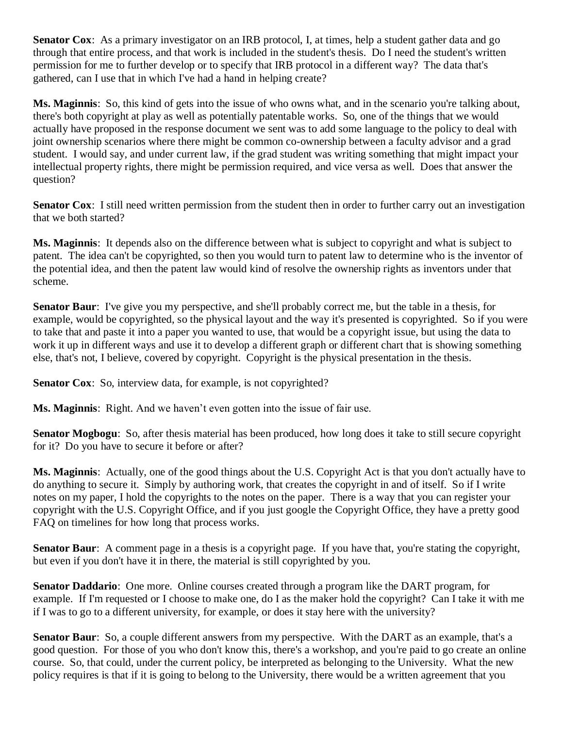**Senator Cox**: As a primary investigator on an IRB protocol, I, at times, help a student gather data and go through that entire process, and that work is included in the student's thesis. Do I need the student's written permission for me to further develop or to specify that IRB protocol in a different way? The data that's gathered, can I use that in which I've had a hand in helping create?

**Ms. Maginnis**: So, this kind of gets into the issue of who owns what, and in the scenario you're talking about, there's both copyright at play as well as potentially patentable works. So, one of the things that we would actually have proposed in the response document we sent was to add some language to the policy to deal with joint ownership scenarios where there might be common co-ownership between a faculty advisor and a grad student. I would say, and under current law, if the grad student was writing something that might impact your intellectual property rights, there might be permission required, and vice versa as well. Does that answer the question?

**Senator Cox**: I still need written permission from the student then in order to further carry out an investigation that we both started?

**Ms. Maginnis**: It depends also on the difference between what is subject to copyright and what is subject to patent. The idea can't be copyrighted, so then you would turn to patent law to determine who is the inventor of the potential idea, and then the patent law would kind of resolve the ownership rights as inventors under that scheme.

**Senator Baur**: I've give you my perspective, and she'll probably correct me, but the table in a thesis, for example, would be copyrighted, so the physical layout and the way it's presented is copyrighted. So if you were to take that and paste it into a paper you wanted to use, that would be a copyright issue, but using the data to work it up in different ways and use it to develop a different graph or different chart that is showing something else, that's not, I believe, covered by copyright. Copyright is the physical presentation in the thesis.

**Senator Cox**: So, interview data, for example, is not copyrighted?

**Ms. Maginnis**: Right. And we haven't even gotten into the issue of fair use.

**Senator Mogbogu**: So, after thesis material has been produced, how long does it take to still secure copyright for it? Do you have to secure it before or after?

**Ms. Maginnis**: Actually, one of the good things about the U.S. Copyright Act is that you don't actually have to do anything to secure it. Simply by authoring work, that creates the copyright in and of itself. So if I write notes on my paper, I hold the copyrights to the notes on the paper. There is a way that you can register your copyright with the U.S. Copyright Office, and if you just google the Copyright Office, they have a pretty good FAQ on timelines for how long that process works.

**Senator Baur**: A comment page in a thesis is a copyright page. If you have that, you're stating the copyright, but even if you don't have it in there, the material is still copyrighted by you.

**Senator Daddario**: One more. Online courses created through a program like the DART program, for example. If I'm requested or I choose to make one, do I as the maker hold the copyright? Can I take it with me if I was to go to a different university, for example, or does it stay here with the university?

**Senator Baur**: So, a couple different answers from my perspective. With the DART as an example, that's a good question. For those of you who don't know this, there's a workshop, and you're paid to go create an online course. So, that could, under the current policy, be interpreted as belonging to the University. What the new policy requires is that if it is going to belong to the University, there would be a written agreement that you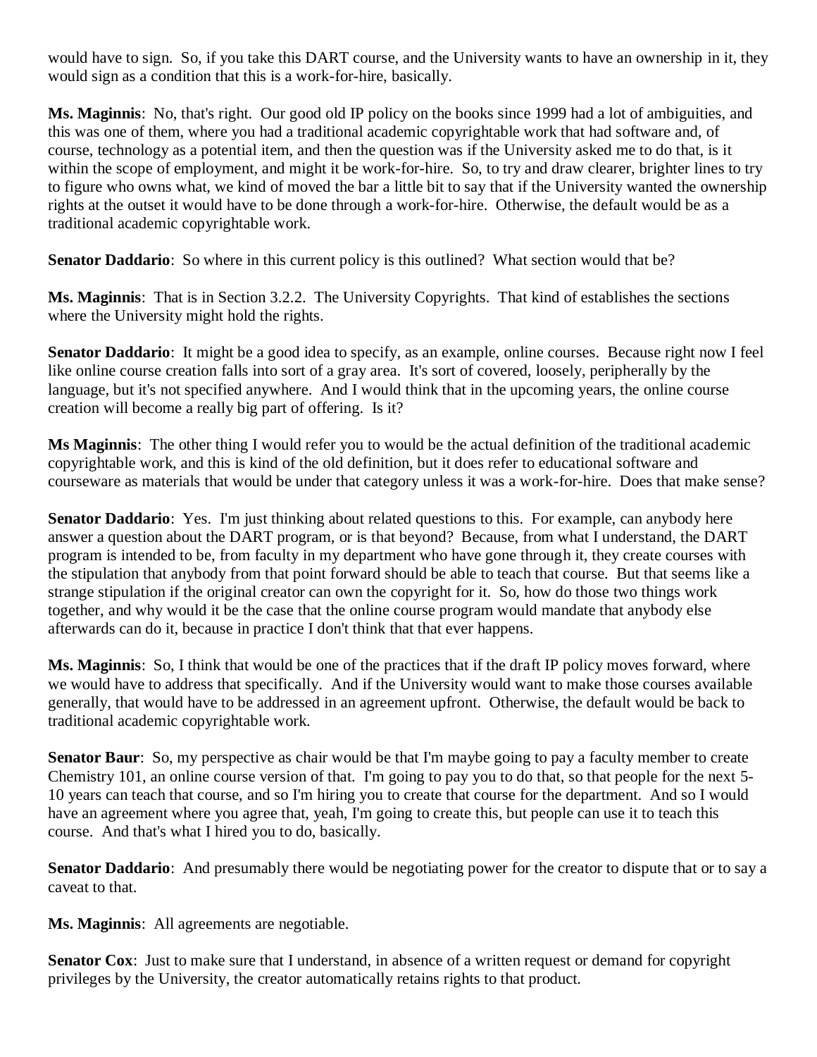would have to sign. So, if you take this DART course, and the University wants to have an ownership in it, they would sign as a condition that this is a work-for-hire, basically.

**Ms. Maginnis**: No, that's right. Our good old IP policy on the books since 1999 had a lot of ambiguities, and this was one of them, where you had a traditional academic copyrightable work that had software and, of course, technology as a potential item, and then the question was if the University asked me to do that, is it within the scope of employment, and might it be work-for-hire. So, to try and draw clearer, brighter lines to try to figure who owns what, we kind of moved the bar a little bit to say that if the University wanted the ownership rights at the outset it would have to be done through a work-for-hire. Otherwise, the default would be as a traditional academic copyrightable work.

**Senator Daddario**: So where in this current policy is this outlined? What section would that be?

**Ms. Maginnis**: That is in Section 3.2.2. The University Copyrights. That kind of establishes the sections where the University might hold the rights.

**Senator Daddario**: It might be a good idea to specify, as an example, online courses. Because right now I feel like online course creation falls into sort of a gray area. It's sort of covered, loosely, peripherally by the language, but it's not specified anywhere. And I would think that in the upcoming years, the online course creation will become a really big part of offering. Is it?

**Ms Maginnis**: The other thing I would refer you to would be the actual definition of the traditional academic copyrightable work, and this is kind of the old definition, but it does refer to educational software and courseware as materials that would be under that category unless it was a work-for-hire. Does that make sense?

**Senator Daddario**: Yes. I'm just thinking about related questions to this. For example, can anybody here answer a question about the DART program, or is that beyond? Because, from what I understand, the DART program is intended to be, from faculty in my department who have gone through it, they create courses with the stipulation that anybody from that point forward should be able to teach that course. But that seems like a strange stipulation if the original creator can own the copyright for it. So, how do those two things work together, and why would it be the case that the online course program would mandate that anybody else afterwards can do it, because in practice I don't think that that ever happens.

**Ms. Maginnis**: So, I think that would be one of the practices that if the draft IP policy moves forward, where we would have to address that specifically. And if the University would want to make those courses available generally, that would have to be addressed in an agreement upfront. Otherwise, the default would be back to traditional academic copyrightable work.

**Senator Baur**: So, my perspective as chair would be that I'm maybe going to pay a faculty member to create Chemistry 101, an online course version of that. I'm going to pay you to do that, so that people for the next 5-10 years can teach that course, and so I'm hiring you to create that course for the department. And so I would have an agreement where you agree that, yeah, I'm going to create this, but people can use it to teach this course. And that's what I hired you to do, basically.

**Senator Daddario**: And presumably there would be negotiating power for the creator to dispute that or to say a caveat to that.

**Ms. Maginnis**: All agreements are negotiable.

**Senator Cox**: Just to make sure that I understand, in absence of a written request or demand for copyright privileges by the University, the creator automatically retains rights to that product.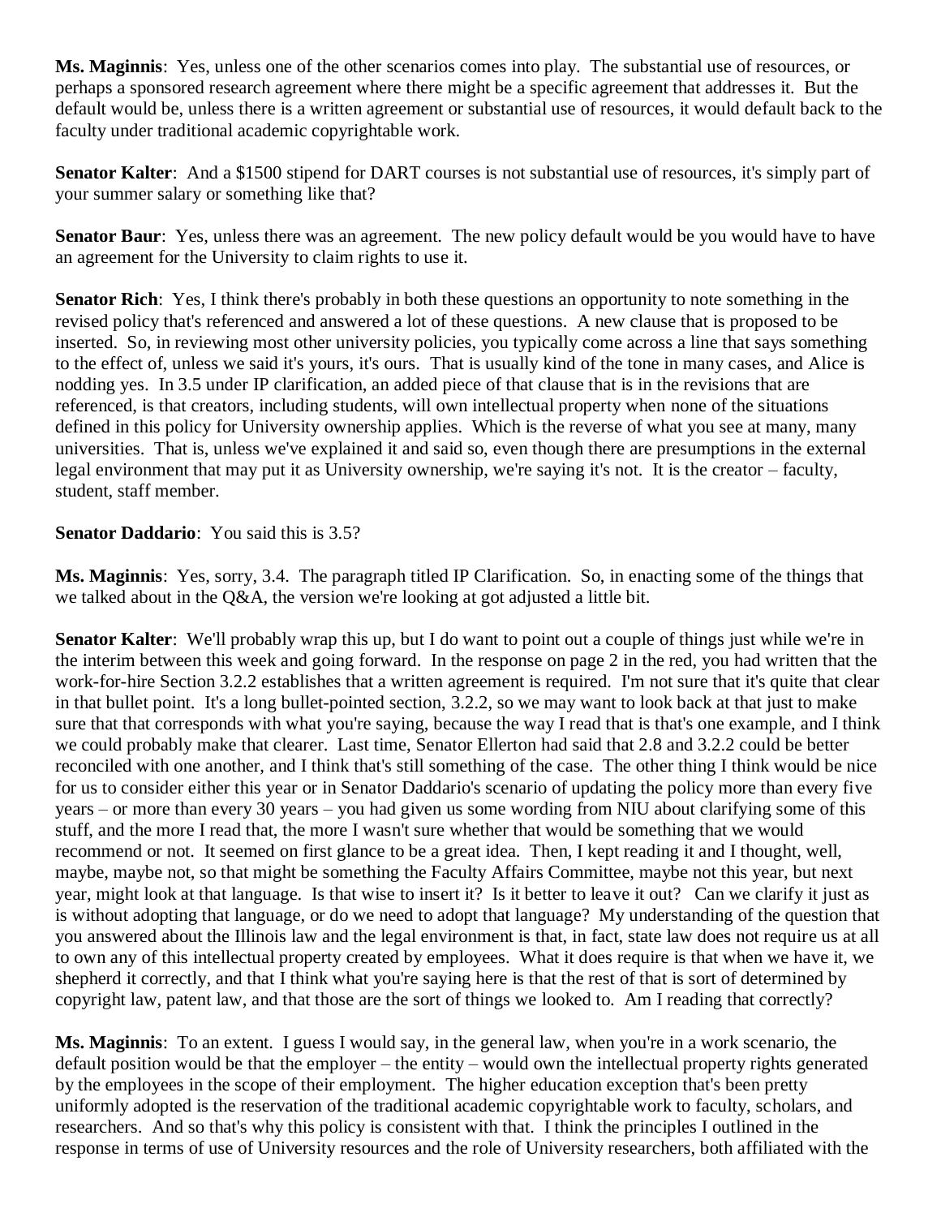**Ms. Maginnis**: Yes, unless one of the other scenarios comes into play. The substantial use of resources, or perhaps a sponsored research agreement where there might be a specific agreement that addresses it. But the default would be, unless there is a written agreement or substantial use of resources, it would default back to the faculty under traditional academic copyrightable work.

**Senator Kalter**: And a $1500 stipend for DART courses is not substantial use of resources, it's simply part of your summer salary or something like that?

**Senator Baur**: Yes, unless there was an agreement. The new policy default would be you would have to have an agreement for the University to claim rights to use it.

**Senator Rich**: Yes, I think there's probably in both these questions an opportunity to note something in the revised policy that's referenced and answered a lot of these questions. A new clause that is proposed to be inserted. So, in reviewing most other university policies, you typically come across a line that says something to the effect of, unless we said it's yours, it's ours. That is usually kind of the tone in many cases, and Alice is nodding yes. In 3.5 under IP clarification, an added piece of that clause that is in the revisions that are referenced, is that creators, including students, will own intellectual property when none of the situations defined in this policy for University ownership applies. Which is the reverse of what you see at many, many universities. That is, unless we've explained it and said so, even though there are presumptions in the external legal environment that may put it as University ownership, we're saying it's not. It is the creator – faculty, student, staff member.

**Senator Daddario**: You said this is 3.5?

**Ms. Maginnis**: Yes, sorry, 3.4. The paragraph titled IP Clarification. So, in enacting some of the things that we talked about in the Q&A, the version we're looking at got adjusted a little bit.

**Senator Kalter**: We'll probably wrap this up, but I do want to point out a couple of things just while we're in the interim between this week and going forward. In the response on page 2 in the red, you had written that the work-for-hire Section 3.2.2 establishes that a written agreement is required. I'm not sure that it's quite that clear in that bullet point. It's a long bullet-pointed section, 3.2.2, so we may want to look back at that just to make sure that that corresponds with what you're saying, because the way I read that is that's one example, and I think we could probably make that clearer. Last time, Senator Ellerton had said that 2.8 and 3.2.2 could be better reconciled with one another, and I think that's still something of the case. The other thing I think would be nice for us to consider either this year or in Senator Daddario's scenario of updating the policy more than every five years – or more than every 30 years – you had given us some wording from NIU about clarifying some of this stuff, and the more I read that, the more I wasn't sure whether that would be something that we would recommend or not. It seemed on first glance to be a great idea. Then, I kept reading it and I thought, well, maybe, maybe not, so that might be something the Faculty Affairs Committee, maybe not this year, but next year, might look at that language. Is that wise to insert it? Is it better to leave it out? Can we clarify it just as is without adopting that language, or do we need to adopt that language? My understanding of the question that you answered about the Illinois law and the legal environment is that, in fact, state law does not require us at all to own any of this intellectual property created by employees. What it does require is that when we have it, we shepherd it correctly, and that I think what you're saying here is that the rest of that is sort of determined by copyright law, patent law, and that those are the sort of things we looked to. Am I reading that correctly?

**Ms. Maginnis**: To an extent. I guess I would say, in the general law, when you're in a work scenario, the default position would be that the employer – the entity – would own the intellectual property rights generated by the employees in the scope of their employment. The higher education exception that's been pretty uniformly adopted is the reservation of the traditional academic copyrightable work to faculty, scholars, and researchers. And so that's why this policy is consistent with that. I think the principles I outlined in the response in terms of use of University resources and the role of University researchers, both affiliated with the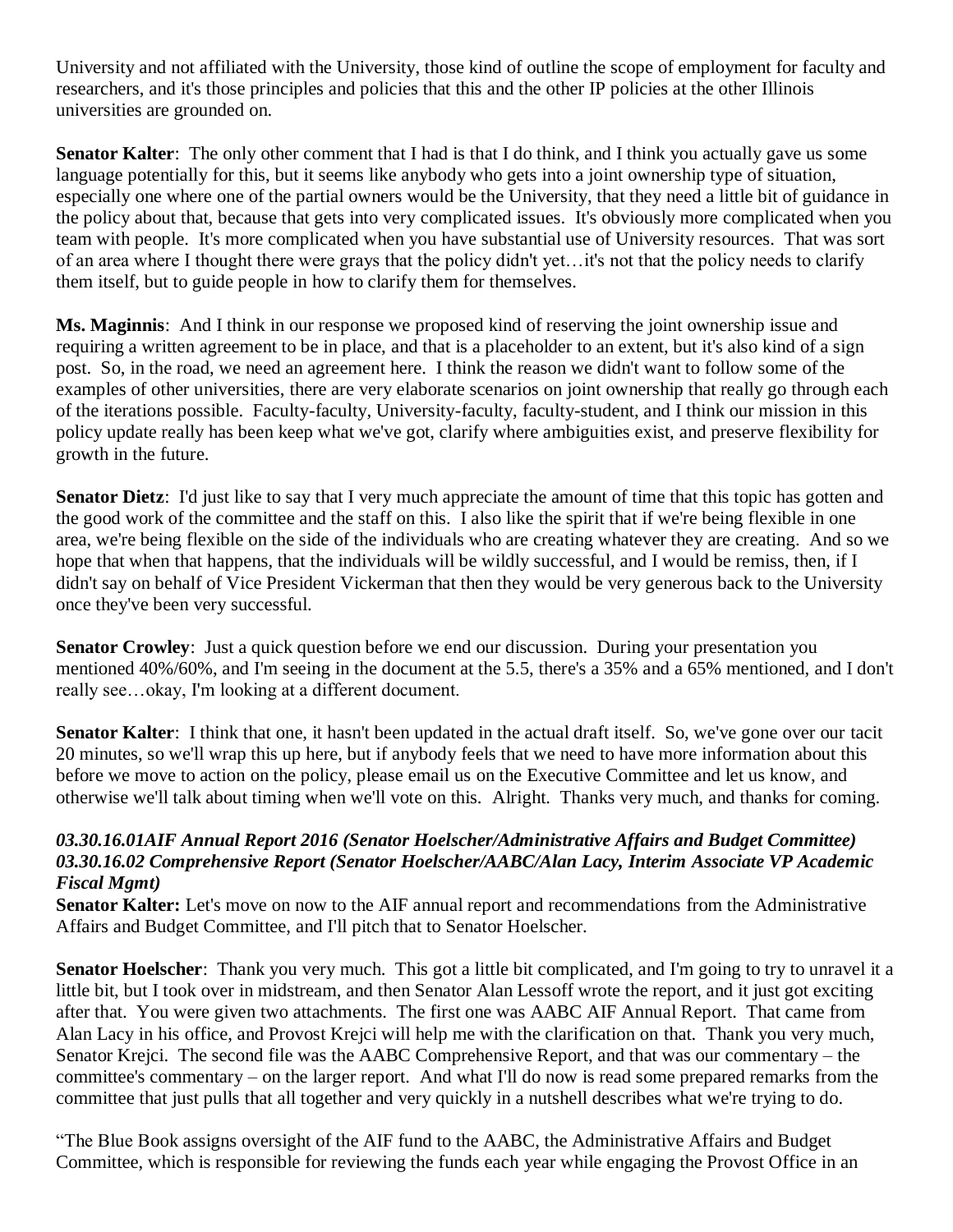University and not affiliated with the University, those kind of outline the scope of employment for faculty and researchers, and it's those principles and policies that this and the other IP policies at the other Illinois universities are grounded on.

**Senator Kalter**: The only other comment that I had is that I do think, and I think you actually gave us some language potentially for this, but it seems like anybody who gets into a joint ownership type of situation, especially one where one of the partial owners would be the University, that they need a little bit of guidance in the policy about that, because that gets into very complicated issues. It's obviously more complicated when you team with people. It's more complicated when you have substantial use of University resources. That was sort of an area where I thought there were grays that the policy didn't yet…it's not that the policy needs to clarify them itself, but to guide people in how to clarify them for themselves.

**Ms. Maginnis**: And I think in our response we proposed kind of reserving the joint ownership issue and requiring a written agreement to be in place, and that is a placeholder to an extent, but it's also kind of a sign post. So, in the road, we need an agreement here. I think the reason we didn't want to follow some of the examples of other universities, there are very elaborate scenarios on joint ownership that really go through each of the iterations possible. Faculty-faculty, University-faculty, faculty-student, and I think our mission in this policy update really has been keep what we've got, clarify where ambiguities exist, and preserve flexibility for growth in the future.

**Senator Dietz**: I'd just like to say that I very much appreciate the amount of time that this topic has gotten and the good work of the committee and the staff on this. I also like the spirit that if we're being flexible in one area, we're being flexible on the side of the individuals who are creating whatever they are creating. And so we hope that when that happens, that the individuals will be wildly successful, and I would be remiss, then, if I didn't say on behalf of Vice President Vickerman that then they would be very generous back to the University once they've been very successful.

**Senator Crowley**: Just a quick question before we end our discussion. During your presentation you mentioned 40%/60%, and I'm seeing in the document at the 5.5, there's a 35% and a 65% mentioned, and I don't really see…okay, I'm looking at a different document.

**Senator Kalter**: I think that one, it hasn't been updated in the actual draft itself. So, we've gone over our tacit 20 minutes, so we'll wrap this up here, but if anybody feels that we need to have more information about this before we move to action on the policy, please email us on the Executive Committee and let us know, and otherwise we'll talk about timing when we'll vote on this. Alright. Thanks very much, and thanks for coming.

***03.30.16.01AIF Annual Report 2016 (Senator Hoelscher/Administrative Affairs and Budget Committee)***
***03.30.16.02 Comprehensive Report (Senator Hoelscher/AABC/Alan Lacy, Interim Associate VP Academic Fiscal Mgmt)***

**Senator Kalter:** Let's move on now to the AIF annual report and recommendations from the Administrative Affairs and Budget Committee, and I'll pitch that to Senator Hoelscher.

**Senator Hoelscher**: Thank you very much. This got a little bit complicated, and I'm going to try to unravel it a little bit, but I took over in midstream, and then Senator Alan Lessoff wrote the report, and it just got exciting after that. You were given two attachments. The first one was AABC AIF Annual Report. That came from Alan Lacy in his office, and Provost Krejci will help me with the clarification on that. Thank you very much, Senator Krejci. The second file was the AABC Comprehensive Report, and that was our commentary – the committee's commentary – on the larger report. And what I'll do now is read some prepared remarks from the committee that just pulls that all together and very quickly in a nutshell describes what we're trying to do.

"The Blue Book assigns oversight of the AIF fund to the AABC, the Administrative Affairs and Budget Committee, which is responsible for reviewing the funds each year while engaging the Provost Office in an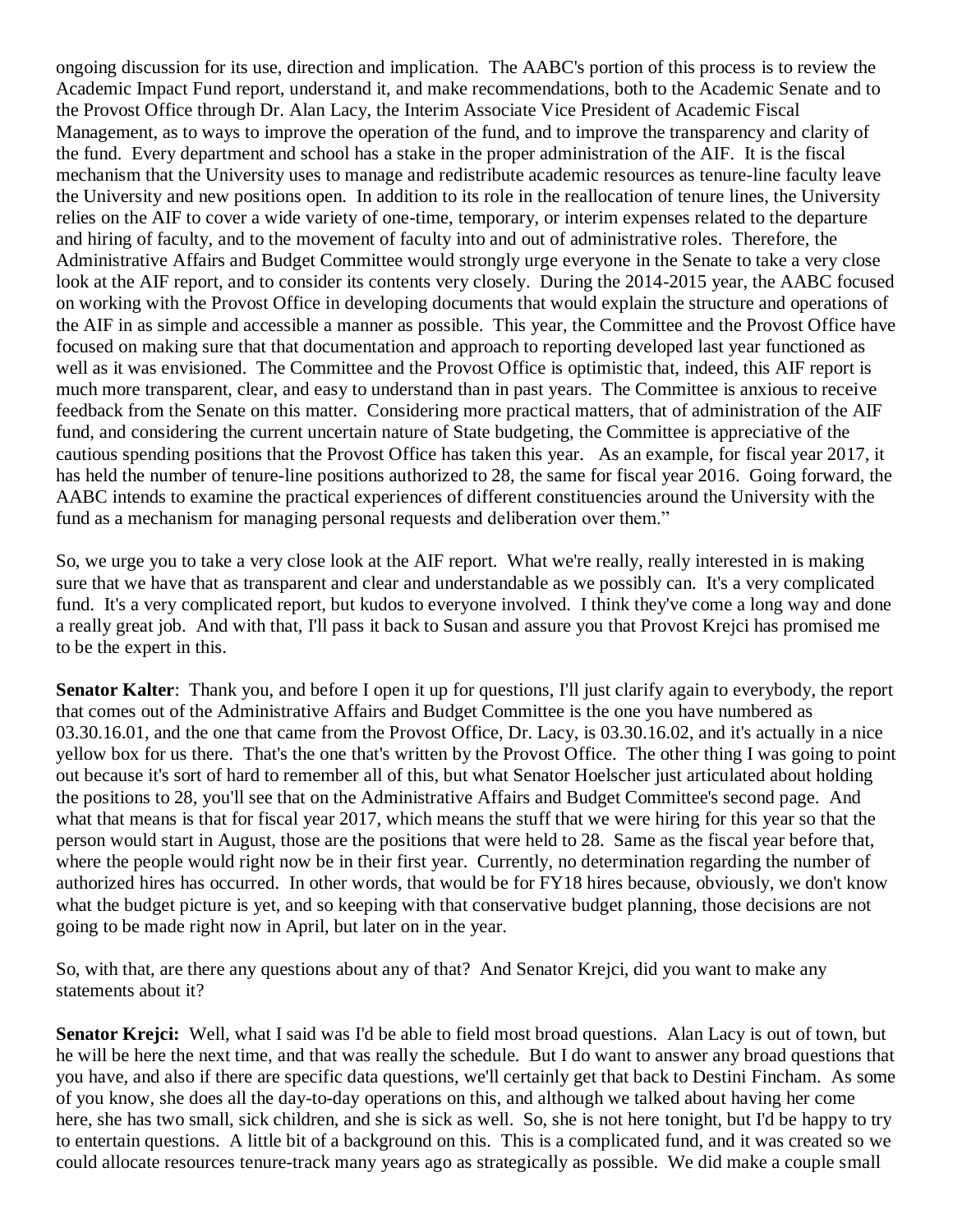ongoing discussion for its use, direction and implication. The AABC's portion of this process is to review the Academic Impact Fund report, understand it, and make recommendations, both to the Academic Senate and to the Provost Office through Dr. Alan Lacy, the Interim Associate Vice President of Academic Fiscal Management, as to ways to improve the operation of the fund, and to improve the transparency and clarity of the fund. Every department and school has a stake in the proper administration of the AIF. It is the fiscal mechanism that the University uses to manage and redistribute academic resources as tenure-line faculty leave the University and new positions open. In addition to its role in the reallocation of tenure lines, the University relies on the AIF to cover a wide variety of one-time, temporary, or interim expenses related to the departure and hiring of faculty, and to the movement of faculty into and out of administrative roles. Therefore, the Administrative Affairs and Budget Committee would strongly urge everyone in the Senate to take a very close look at the AIF report, and to consider its contents very closely. During the 2014-2015 year, the AABC focused on working with the Provost Office in developing documents that would explain the structure and operations of the AIF in as simple and accessible a manner as possible. This year, the Committee and the Provost Office have focused on making sure that that documentation and approach to reporting developed last year functioned as well as it was envisioned. The Committee and the Provost Office is optimistic that, indeed, this AIF report is much more transparent, clear, and easy to understand than in past years. The Committee is anxious to receive feedback from the Senate on this matter. Considering more practical matters, that of administration of the AIF fund, and considering the current uncertain nature of State budgeting, the Committee is appreciative of the cautious spending positions that the Provost Office has taken this year. As an example, for fiscal year 2017, it has held the number of tenure-line positions authorized to 28, the same for fiscal year 2016. Going forward, the AABC intends to examine the practical experiences of different constituencies around the University with the fund as a mechanism for managing personal requests and deliberation over them."

So, we urge you to take a very close look at the AIF report. What we're really, really interested in is making sure that we have that as transparent and clear and understandable as we possibly can. It's a very complicated fund. It's a very complicated report, but kudos to everyone involved. I think they've come a long way and done a really great job. And with that, I'll pass it back to Susan and assure you that Provost Krejci has promised me to be the expert in this.

**Senator Kalter**: Thank you, and before I open it up for questions, I'll just clarify again to everybody, the report that comes out of the Administrative Affairs and Budget Committee is the one you have numbered as 03.30.16.01, and the one that came from the Provost Office, Dr. Lacy, is 03.30.16.02, and it's actually in a nice yellow box for us there. That's the one that's written by the Provost Office. The other thing I was going to point out because it's sort of hard to remember all of this, but what Senator Hoelscher just articulated about holding the positions to 28, you'll see that on the Administrative Affairs and Budget Committee's second page. And what that means is that for fiscal year 2017, which means the stuff that we were hiring for this year so that the person would start in August, those are the positions that were held to 28. Same as the fiscal year before that, where the people would right now be in their first year. Currently, no determination regarding the number of authorized hires has occurred. In other words, that would be for FY18 hires because, obviously, we don't know what the budget picture is yet, and so keeping with that conservative budget planning, those decisions are not going to be made right now in April, but later on in the year.

So, with that, are there any questions about any of that? And Senator Krejci, did you want to make any statements about it?

**Senator Krejci:** Well, what I said was I'd be able to field most broad questions. Alan Lacy is out of town, but he will be here the next time, and that was really the schedule. But I do want to answer any broad questions that you have, and also if there are specific data questions, we'll certainly get that back to Destini Fincham. As some of you know, she does all the day-to-day operations on this, and although we talked about having her come here, she has two small, sick children, and she is sick as well. So, she is not here tonight, but I'd be happy to try to entertain questions. A little bit of a background on this. This is a complicated fund, and it was created so we could allocate resources tenure-track many years ago as strategically as possible. We did make a couple small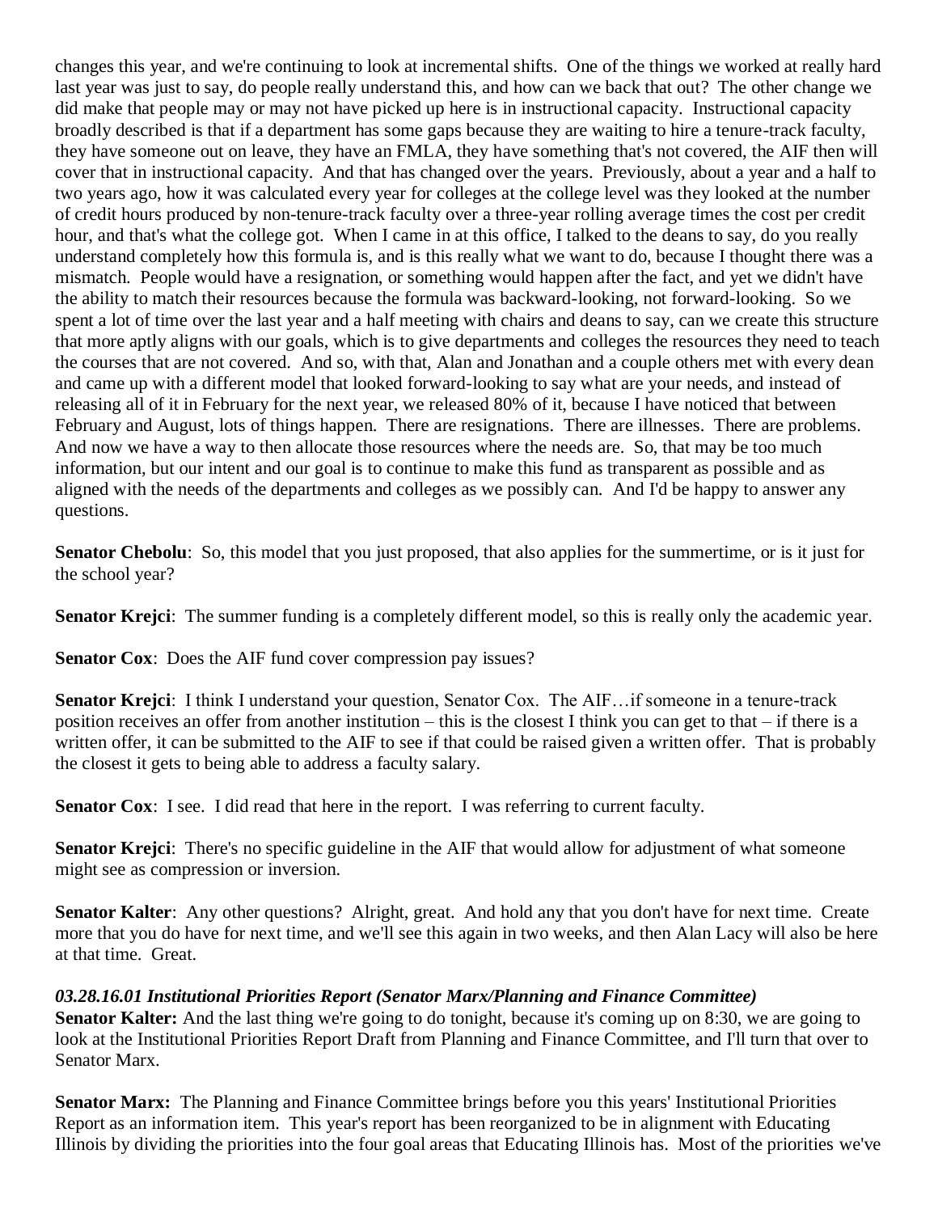changes this year, and we're continuing to look at incremental shifts. One of the things we worked at really hard last year was just to say, do people really understand this, and how can we back that out? The other change we did make that people may or may not have picked up here is in instructional capacity. Instructional capacity broadly described is that if a department has some gaps because they are waiting to hire a tenure-track faculty, they have someone out on leave, they have an FMLA, they have something that's not covered, the AIF then will cover that in instructional capacity. And that has changed over the years. Previously, about a year and a half to two years ago, how it was calculated every year for colleges at the college level was they looked at the number of credit hours produced by non-tenure-track faculty over a three-year rolling average times the cost per credit hour, and that's what the college got. When I came in at this office, I talked to the deans to say, do you really understand completely how this formula is, and is this really what we want to do, because I thought there was a mismatch. People would have a resignation, or something would happen after the fact, and yet we didn't have the ability to match their resources because the formula was backward-looking, not forward-looking. So we spent a lot of time over the last year and a half meeting with chairs and deans to say, can we create this structure that more aptly aligns with our goals, which is to give departments and colleges the resources they need to teach the courses that are not covered. And so, with that, Alan and Jonathan and a couple others met with every dean and came up with a different model that looked forward-looking to say what are your needs, and instead of releasing all of it in February for the next year, we released 80% of it, because I have noticed that between February and August, lots of things happen. There are resignations. There are illnesses. There are problems. And now we have a way to then allocate those resources where the needs are. So, that may be too much information, but our intent and our goal is to continue to make this fund as transparent as possible and as aligned with the needs of the departments and colleges as we possibly can. And I'd be happy to answer any questions.

**Senator Chebolu**: So, this model that you just proposed, that also applies for the summertime, or is it just for the school year?

**Senator Krejci**: The summer funding is a completely different model, so this is really only the academic year.

**Senator Cox**: Does the AIF fund cover compression pay issues?

**Senator Krejci**: I think I understand your question, Senator Cox. The AIF…if someone in a tenure-track position receives an offer from another institution – this is the closest I think you can get to that – if there is a written offer, it can be submitted to the AIF to see if that could be raised given a written offer. That is probably the closest it gets to being able to address a faculty salary.

**Senator Cox**: I see. I did read that here in the report. I was referring to current faculty.

**Senator Krejci**: There's no specific guideline in the AIF that would allow for adjustment of what someone might see as compression or inversion.

**Senator Kalter**: Any other questions? Alright, great. And hold any that you don't have for next time. Create more that you do have for next time, and we'll see this again in two weeks, and then Alan Lacy will also be here at that time. Great.

***03.28.16.01 Institutional Priorities Report (Senator Marx/Planning and Finance Committee)***

**Senator Kalter:** And the last thing we're going to do tonight, because it's coming up on 8:30, we are going to look at the Institutional Priorities Report Draft from Planning and Finance Committee, and I'll turn that over to Senator Marx.

**Senator Marx:** The Planning and Finance Committee brings before you this years' Institutional Priorities Report as an information item. This year's report has been reorganized to be in alignment with Educating Illinois by dividing the priorities into the four goal areas that Educating Illinois has. Most of the priorities we've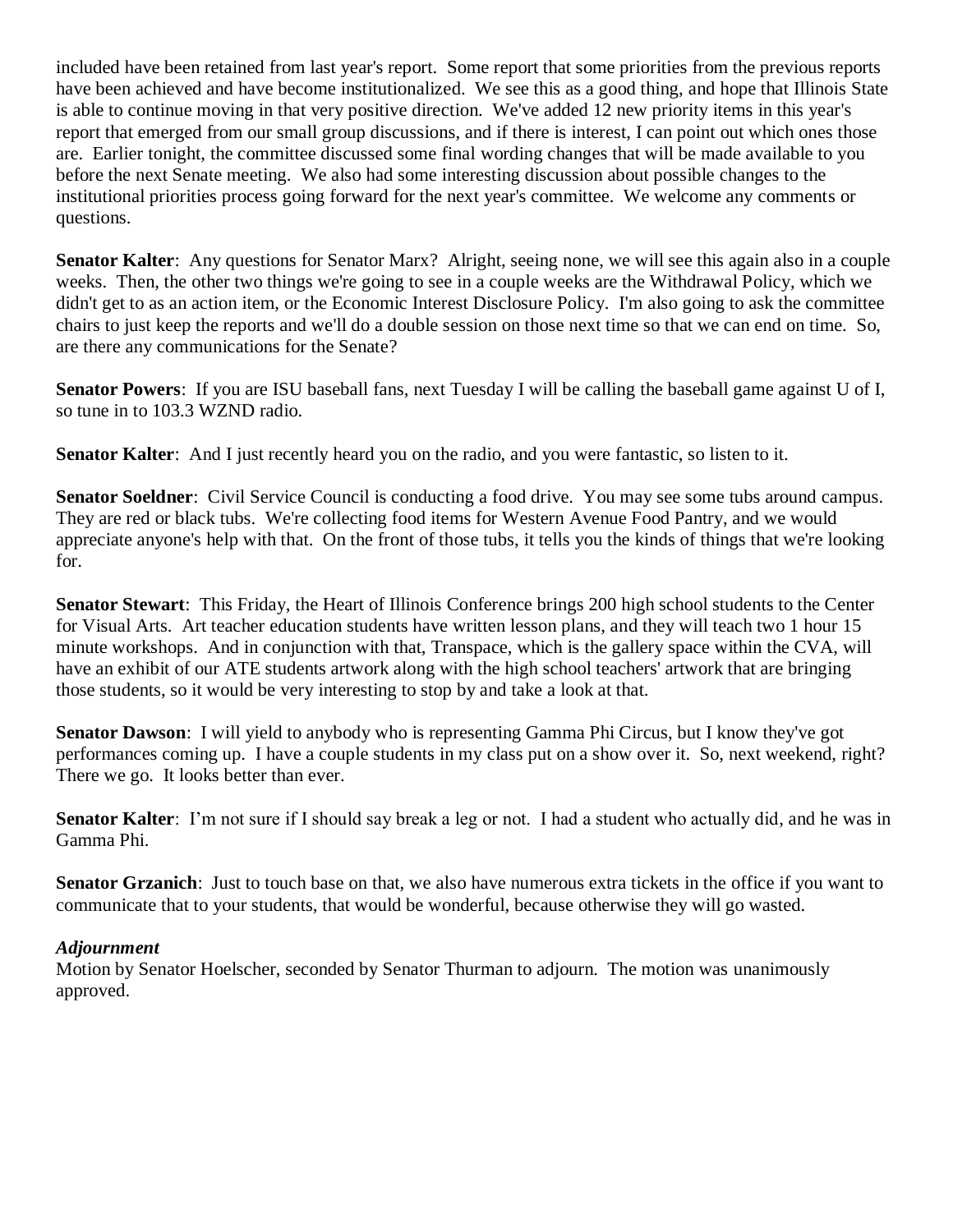included have been retained from last year's report. Some report that some priorities from the previous reports have been achieved and have become institutionalized. We see this as a good thing, and hope that Illinois State is able to continue moving in that very positive direction. We've added 12 new priority items in this year's report that emerged from our small group discussions, and if there is interest, I can point out which ones those are. Earlier tonight, the committee discussed some final wording changes that will be made available to you before the next Senate meeting. We also had some interesting discussion about possible changes to the institutional priorities process going forward for the next year's committee. We welcome any comments or questions.

**Senator Kalter**: Any questions for Senator Marx? Alright, seeing none, we will see this again also in a couple weeks. Then, the other two things we're going to see in a couple weeks are the Withdrawal Policy, which we didn't get to as an action item, or the Economic Interest Disclosure Policy. I'm also going to ask the committee chairs to just keep the reports and we'll do a double session on those next time so that we can end on time. So, are there any communications for the Senate?

**Senator Powers**: If you are ISU baseball fans, next Tuesday I will be calling the baseball game against U of I, so tune in to 103.3 WZND radio.

**Senator Kalter**: And I just recently heard you on the radio, and you were fantastic, so listen to it.

**Senator Soeldner**: Civil Service Council is conducting a food drive. You may see some tubs around campus. They are red or black tubs. We're collecting food items for Western Avenue Food Pantry, and we would appreciate anyone's help with that. On the front of those tubs, it tells you the kinds of things that we're looking for.

**Senator Stewart**: This Friday, the Heart of Illinois Conference brings 200 high school students to the Center for Visual Arts. Art teacher education students have written lesson plans, and they will teach two 1 hour 15 minute workshops. And in conjunction with that, Transpace, which is the gallery space within the CVA, will have an exhibit of our ATE students artwork along with the high school teachers' artwork that are bringing those students, so it would be very interesting to stop by and take a look at that.

**Senator Dawson**: I will yield to anybody who is representing Gamma Phi Circus, but I know they've got performances coming up. I have a couple students in my class put on a show over it. So, next weekend, right? There we go. It looks better than ever.

**Senator Kalter**: I'm not sure if I should say break a leg or not. I had a student who actually did, and he was in Gamma Phi.

**Senator Grzanich**: Just to touch base on that, we also have numerous extra tickets in the office if you want to communicate that to your students, that would be wonderful, because otherwise they will go wasted.

***Adjournment***

Motion by Senator Hoelscher, seconded by Senator Thurman to adjourn. The motion was unanimously approved.